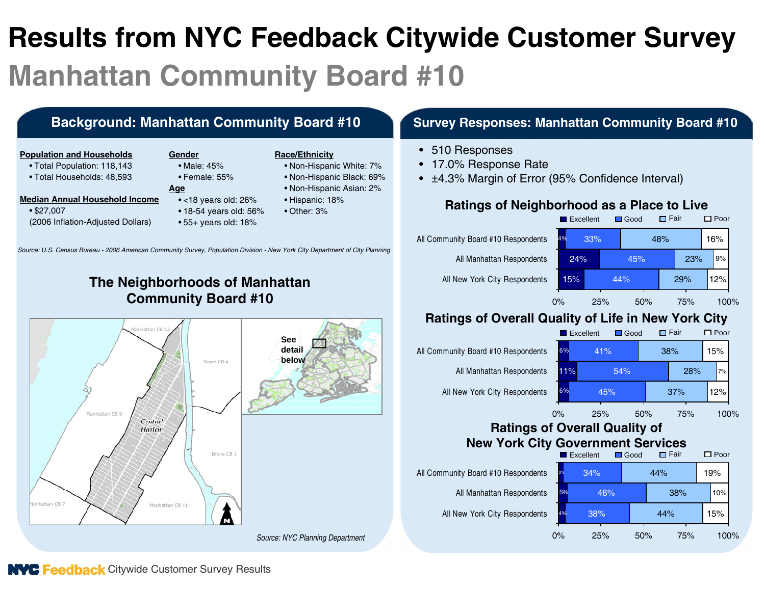# Results from NYC Feedback Citywide Customer Survey

## Manhattan Community Board #10

### Background: Manhattan Community Board #10

**Population and Households**
- Total Population: 118,143
- Total Households: 48,593

**Median Annual Household Income**
- $27,007
(2006 Inflation-Adjusted Dollars)

**Gender**
- Male: 45%
- Female: 55%

**Age**
- <18 years old: 26%
- 18-54 years old: 56%
- 55+ years old: 18%

**Race/Ethnicity**
- Non-Hispanic White: 7%
- Non-Hispanic Black: 69%
- Non-Hispanic Asian: 2%
- Hispanic: 18%
- Other: 3%

*Source: U.S. Census Bureau - 2006 American Community Survey, Population Division - New York City Department of City Planning*

### The Neighborhoods of Manhattan Community Board #10

Manhattan CB 12, Bronx CB 4, Manhattan CB 9, Central Harlem, Bronx CB 1, Manhattan CB 7, Manhattan CB 11

See detail below

*Source: NYC Planning Department*

### Survey Responses: Manhattan Community Board #10

- 510 Responses
- 17.0% Response Rate
- ±4.3% Margin of Error (95% Confidence Interval)

#### Ratings of Neighborhood as a Place to Live

| | Excellent | Good | Fair | Poor |
|---|---|---|---|---|
| All Community Board #10 Respondents | 4% | 33% | 48% | 16% |
| All Manhattan Respondents | 24% | 45% | 23% | 9% |
| All New York City Respondents | 15% | 44% | 29% | 12% |

#### Ratings of Overall Quality of Life in New York City

| | Excellent | Good | Fair | Poor |
|---|---|---|---|---|
| All Community Board #10 Respondents | 6% | 41% | 38% | 15% |
| All Manhattan Respondents | 11% | 54% | 28% | 7% |
| All New York City Respondents | 6% | 45% | 37% | 12% |

#### Ratings of Overall Quality of New York City Government Services

| | Excellent | Good | Fair | Poor |
|---|---|---|---|---|
| All Community Board #10 Respondents | 3% | 34% | 44% | 19% |
| All Manhattan Respondents | 5% | 46% | 38% | 10% |
| All New York City Respondents | 4% | 38% | 44% | 15% |

NYC Feedback Citywide Customer Survey Results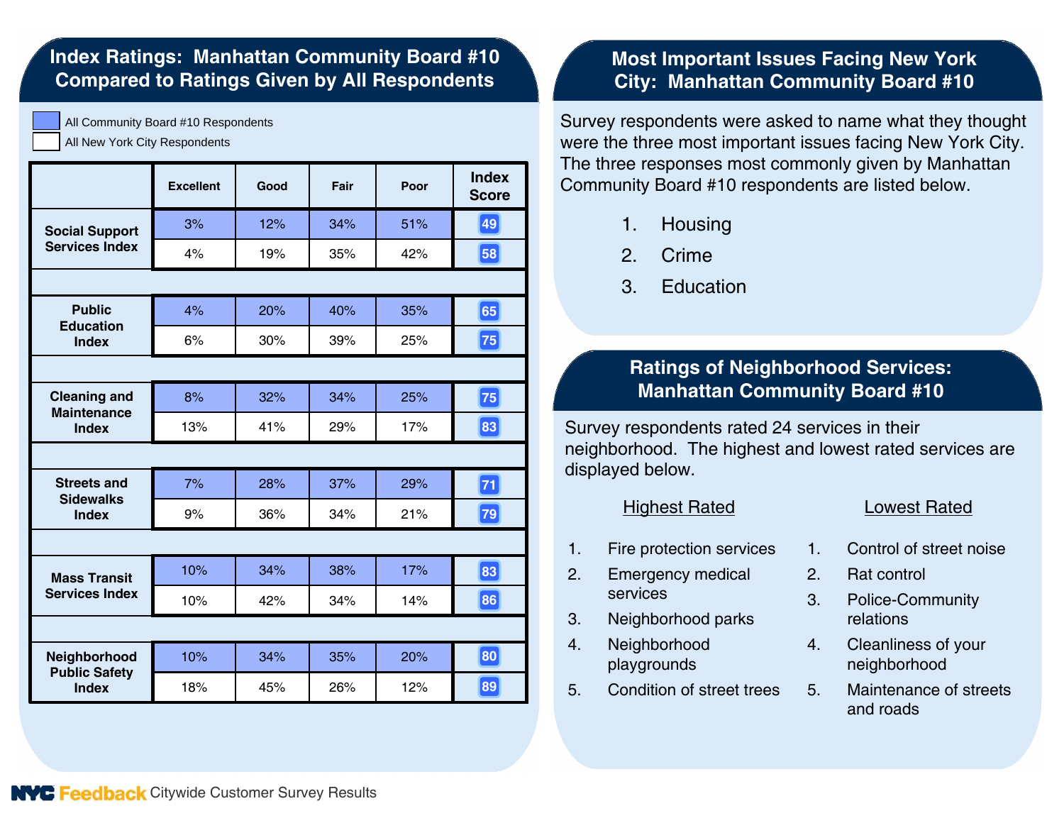## Index Ratings: Manhattan Community Board #10 Compared to Ratings Given by All Respondents

All Community Board #10 Respondents (shaded rows)
All New York City Respondents (white rows)

| | Respondents | Excellent | Good | Fair | Poor | Index Score |
|---|---|---|---|---|---|---|
| Social Support Services Index | All Community Board #10 Respondents | 3% | 12% | 34% | 51% | 49 |
| | All New York City Respondents | 4% | 19% | 35% | 42% | 58 |
| Public Education Index | All Community Board #10 Respondents | 4% | 20% | 40% | 35% | 65 |
| | All New York City Respondents | 6% | 30% | 39% | 25% | 75 |
| Cleaning and Maintenance Index | All Community Board #10 Respondents | 8% | 32% | 34% | 25% | 75 |
| | All New York City Respondents | 13% | 41% | 29% | 17% | 83 |
| Streets and Sidewalks Index | All Community Board #10 Respondents | 7% | 28% | 37% | 29% | 71 |
| | All New York City Respondents | 9% | 36% | 34% | 21% | 79 |
| Mass Transit Services Index | All Community Board #10 Respondents | 10% | 34% | 38% | 17% | 83 |
| | All New York City Respondents | 10% | 42% | 34% | 14% | 86 |
| Neighborhood Public Safety Index | All Community Board #10 Respondents | 10% | 34% | 35% | 20% | 80 |
| | All New York City Respondents | 18% | 45% | 26% | 12% | 89 |

## Most Important Issues Facing New York City: Manhattan Community Board #10

Survey respondents were asked to name what they thought were the three most important issues facing New York City. The three responses most commonly given by Manhattan Community Board #10 respondents are listed below.

1. Housing
2. Crime
3. Education

## Ratings of Neighborhood Services: Manhattan Community Board #10

Survey respondents rated 24 services in their neighborhood. The highest and lowest rated services are displayed below.

**Highest Rated**

1. Fire protection services
2. Emergency medical services
3. Neighborhood parks
4. Neighborhood playgrounds
5. Condition of street trees

**Lowest Rated**

1. Control of street noise
2. Rat control
3. Police-Community relations
4. Cleanliness of your neighborhood
5. Maintenance of streets and roads

NYC Feedback Citywide Customer Survey Results